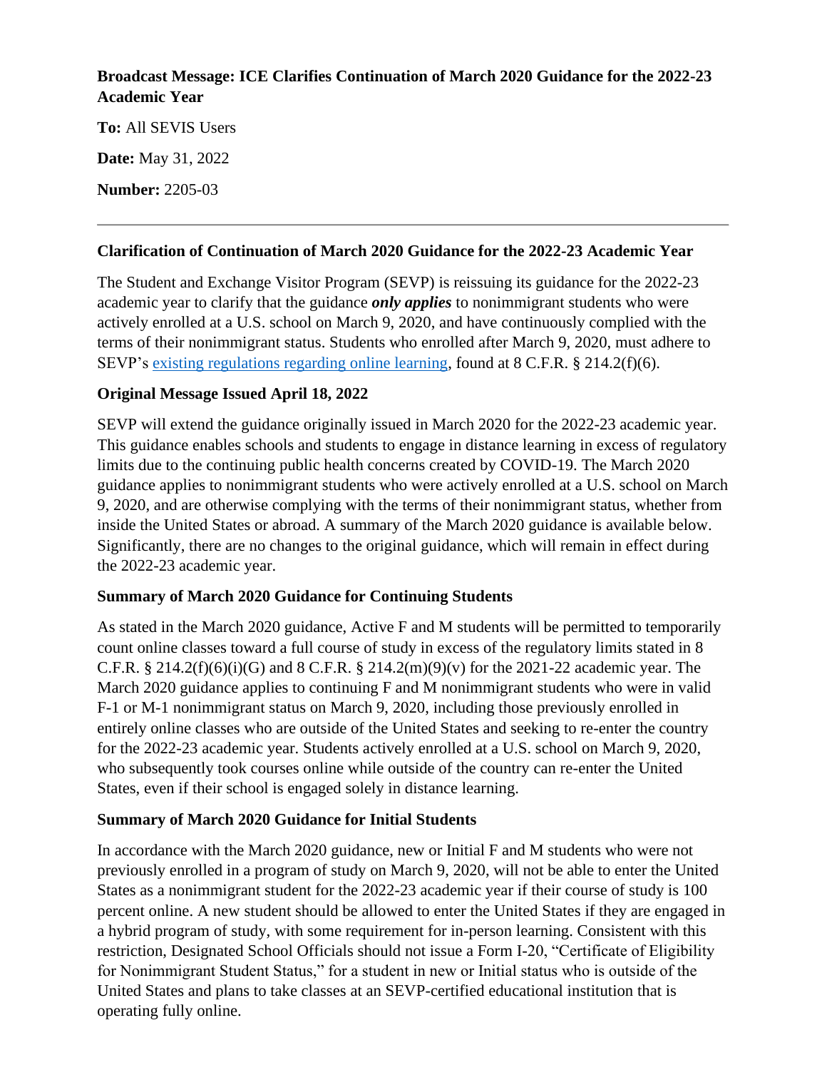**Broadcast Message: ICE Clarifies Continuation of March 2020 Guidance for the 2022-23 Academic Year**

**To:** All SEVIS Users

**Date:** May 31, 2022

**Number:** 2205-03

---

### Clarification of Continuation of March 2020 Guidance for the 2022-23 Academic Year

The Student and Exchange Visitor Program (SEVP) is reissuing its guidance for the 2022-23 academic year to clarify that the guidance ***only applies*** to nonimmigrant students who were actively enrolled at a U.S. school on March 9, 2020, and have continuously complied with the terms of their nonimmigrant status. Students who enrolled after March 9, 2020, must adhere to SEVP's existing regulations regarding online learning, found at 8 C.F.R. § 214.2(f)(6).

### Original Message Issued April 18, 2022

SEVP will extend the guidance originally issued in March 2020 for the 2022-23 academic year. This guidance enables schools and students to engage in distance learning in excess of regulatory limits due to the continuing public health concerns created by COVID-19. The March 2020 guidance applies to nonimmigrant students who were actively enrolled at a U.S. school on March 9, 2020, and are otherwise complying with the terms of their nonimmigrant status, whether from inside the United States or abroad. A summary of the March 2020 guidance is available below. Significantly, there are no changes to the original guidance, which will remain in effect during the 2022-23 academic year.

### Summary of March 2020 Guidance for Continuing Students

As stated in the March 2020 guidance, Active F and M students will be permitted to temporarily count online classes toward a full course of study in excess of the regulatory limits stated in 8 C.F.R. § 214.2(f)(6)(i)(G) and 8 C.F.R. § 214.2(m)(9)(v) for the 2021-22 academic year. The March 2020 guidance applies to continuing F and M nonimmigrant students who were in valid F-1 or M-1 nonimmigrant status on March 9, 2020, including those previously enrolled in entirely online classes who are outside of the United States and seeking to re-enter the country for the 2022-23 academic year. Students actively enrolled at a U.S. school on March 9, 2020, who subsequently took courses online while outside of the country can re-enter the United States, even if their school is engaged solely in distance learning.

### Summary of March 2020 Guidance for Initial Students

In accordance with the March 2020 guidance, new or Initial F and M students who were not previously enrolled in a program of study on March 9, 2020, will not be able to enter the United States as a nonimmigrant student for the 2022-23 academic year if their course of study is 100 percent online. A new student should be allowed to enter the United States if they are engaged in a hybrid program of study, with some requirement for in-person learning. Consistent with this restriction, Designated School Officials should not issue a Form I-20, "Certificate of Eligibility for Nonimmigrant Student Status," for a student in new or Initial status who is outside of the United States and plans to take classes at an SEVP-certified educational institution that is operating fully online.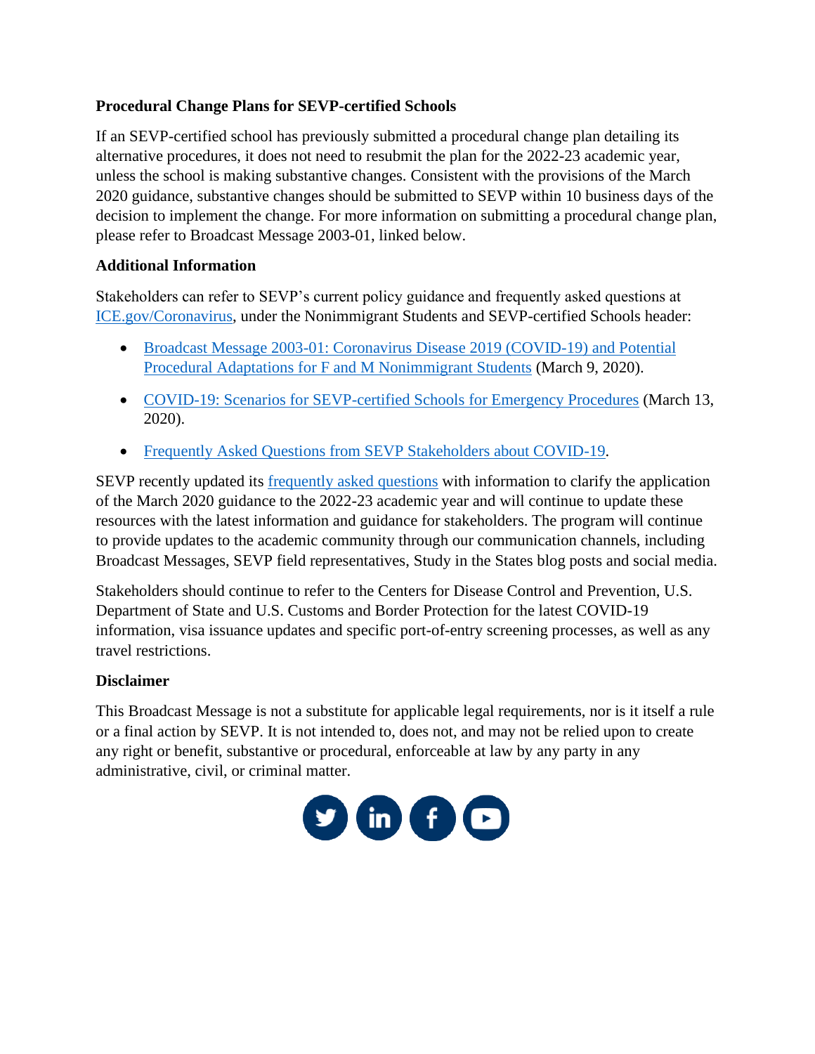**Procedural Change Plans for SEVP-certified Schools**

If an SEVP-certified school has previously submitted a procedural change plan detailing its alternative procedures, it does not need to resubmit the plan for the 2022-23 academic year, unless the school is making substantive changes. Consistent with the provisions of the March 2020 guidance, substantive changes should be submitted to SEVP within 10 business days of the decision to implement the change. For more information on submitting a procedural change plan, please refer to Broadcast Message 2003-01, linked below.

**Additional Information**

Stakeholders can refer to SEVP's current policy guidance and frequently asked questions at ICE.gov/Coronavirus, under the Nonimmigrant Students and SEVP-certified Schools header:

- Broadcast Message 2003-01: Coronavirus Disease 2019 (COVID-19) and Potential Procedural Adaptations for F and M Nonimmigrant Students (March 9, 2020).
- COVID-19: Scenarios for SEVP-certified Schools for Emergency Procedures (March 13, 2020).
- Frequently Asked Questions from SEVP Stakeholders about COVID-19.

SEVP recently updated its frequently asked questions with information to clarify the application of the March 2020 guidance to the 2022-23 academic year and will continue to update these resources with the latest information and guidance for stakeholders. The program will continue to provide updates to the academic community through our communication channels, including Broadcast Messages, SEVP field representatives, Study in the States blog posts and social media.

Stakeholders should continue to refer to the Centers for Disease Control and Prevention, U.S. Department of State and U.S. Customs and Border Protection for the latest COVID-19 information, visa issuance updates and specific port-of-entry screening processes, as well as any travel restrictions.

**Disclaimer**

This Broadcast Message is not a substitute for applicable legal requirements, nor is it itself a rule or a final action by SEVP. It is not intended to, does not, and may not be relied upon to create any right or benefit, substantive or procedural, enforceable at law by any party in any administrative, civil, or criminal matter.